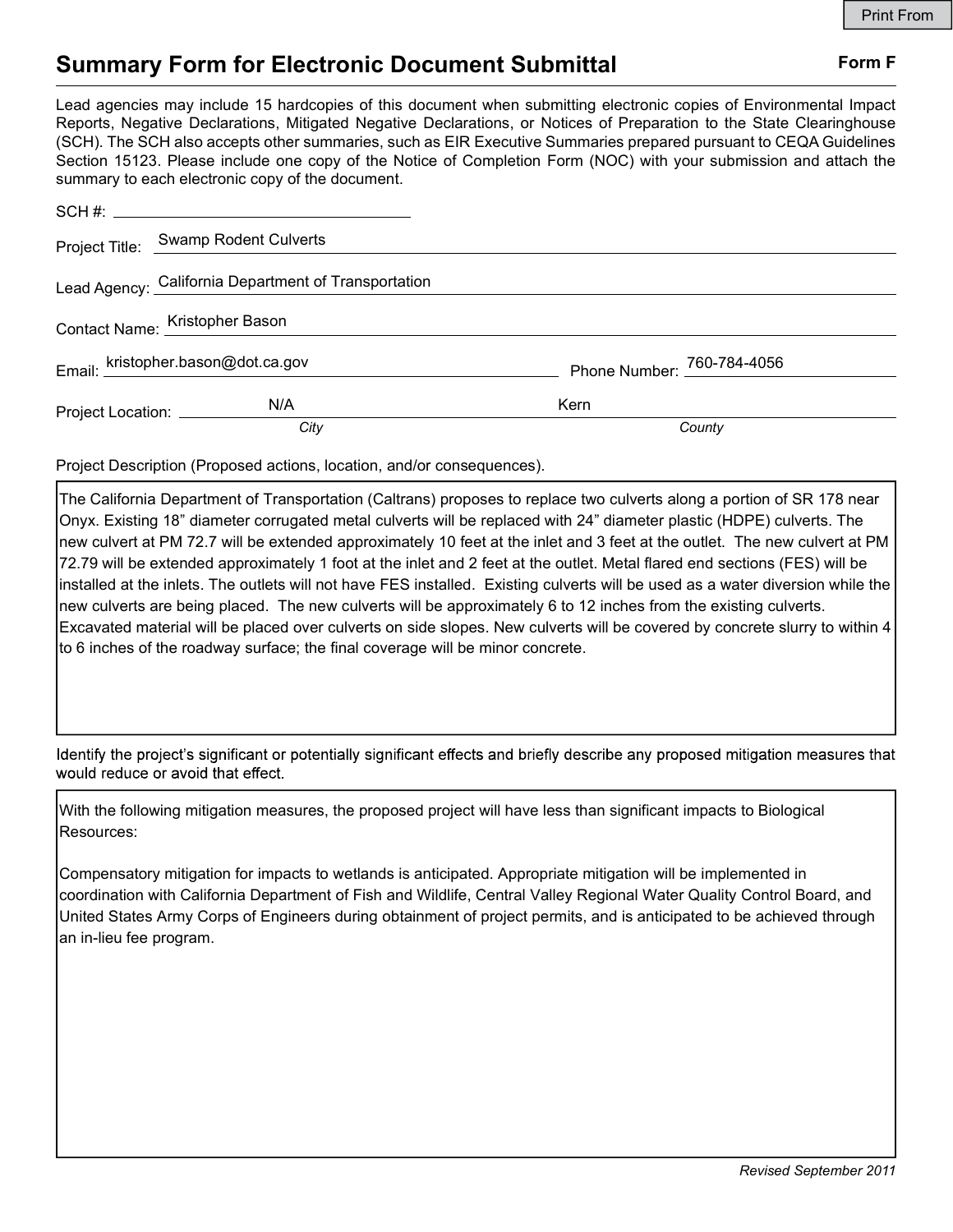# Summary Form for Electronic Document Submittal

**Form F**

Lead agencies may include 15 hardcopies of this document when submitting electronic copies of Environmental Impact Reports, Negative Declarations, Mitigated Negative Declarations, or Notices of Preparation to the State Clearinghouse (SCH). The SCH also accepts other summaries, such as EIR Executive Summaries prepared pursuant to CEQA Guidelines Section 15123. Please include one copy of the Notice of Completion Form (NOC) with your submission and attach the summary to each electronic copy of the document.

SCH #: ______________________

Project Title: Swamp Rodent Culverts

Lead Agency: California Department of Transportation

Contact Name: Kristopher Bason

Email: kristopher.bason@dot.ca.gov    Phone Number: 760-784-4056

Project Location: N/A (*City*)    Kern (*County*)

Project Description (Proposed actions, location, and/or consequences).

The California Department of Transportation (Caltrans) proposes to replace two culverts along a portion of SR 178 near Onyx. Existing 18" diameter corrugated metal culverts will be replaced with 24" diameter plastic (HDPE) culverts. The new culvert at PM 72.7 will be extended approximately 10 feet at the inlet and 3 feet at the outlet. The new culvert at PM 72.79 will be extended approximately 1 foot at the inlet and 2 feet at the outlet. Metal flared end sections (FES) will be installed at the inlets. The outlets will not have FES installed. Existing culverts will be used as a water diversion while the new culverts are being placed. The new culverts will be approximately 6 to 12 inches from the existing culverts. Excavated material will be placed over culverts on side slopes. New culverts will be covered by concrete slurry to within 4 to 6 inches of the roadway surface; the final coverage will be minor concrete.

Identify the project's significant or potentially significant effects and briefly describe any proposed mitigation measures that would reduce or avoid that effect.

With the following mitigation measures, the proposed project will have less than significant impacts to Biological Resources:

Compensatory mitigation for impacts to wetlands is anticipated. Appropriate mitigation will be implemented in coordination with California Department of Fish and Wildlife, Central Valley Regional Water Quality Control Board, and United States Army Corps of Engineers during obtainment of project permits, and is anticipated to be achieved through an in-lieu fee program.

*Revised September 2011*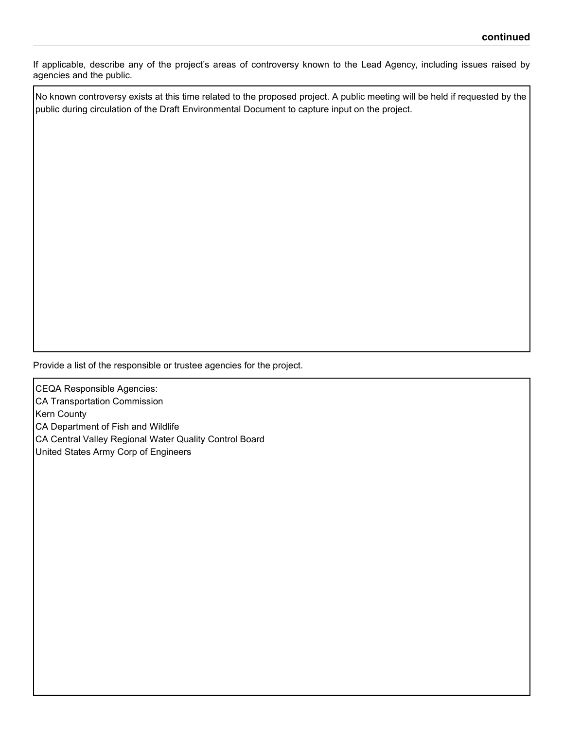**continued**

If applicable, describe any of the project's areas of controversy known to the Lead Agency, including issues raised by agencies and the public.

No known controversy exists at this time related to the proposed project. A public meeting will be held if requested by the public during circulation of the Draft Environmental Document to capture input on the project.

Provide a list of the responsible or trustee agencies for the project.

CEQA Responsible Agencies:
CA Transportation Commission
Kern County
CA Department of Fish and Wildlife
CA Central Valley Regional Water Quality Control Board
United States Army Corp of Engineers